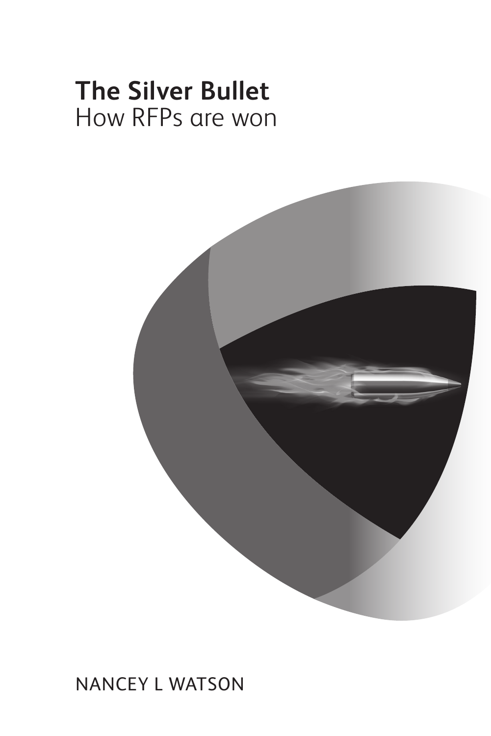# The Silver Bullet

How RFPs are won

NANCEY L WATSON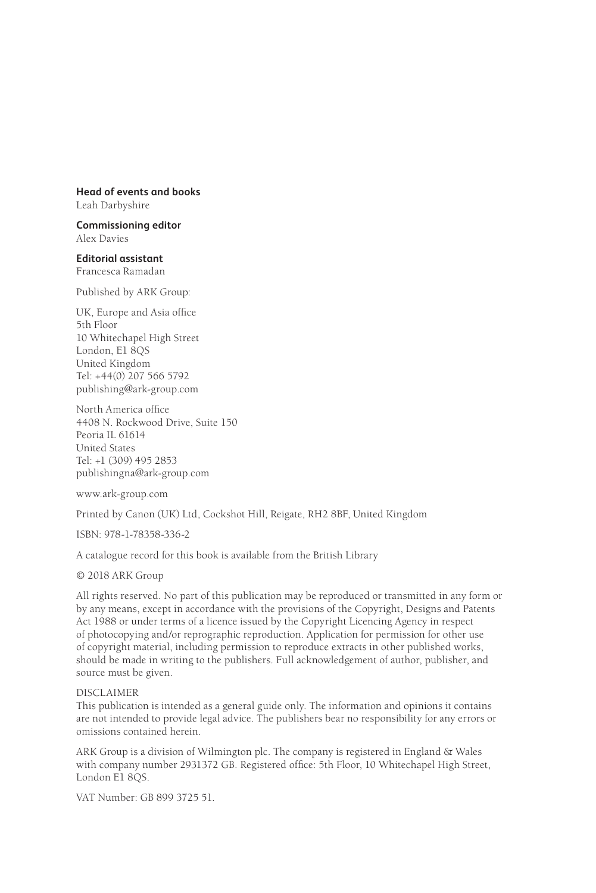**Head of events and books**
Leah Darbyshire

**Commissioning editor**
Alex Davies

**Editorial assistant**
Francesca Ramadan

Published by ARK Group:

UK, Europe and Asia office
5th Floor
10 Whitechapel High Street
London, E1 8QS
United Kingdom
Tel: +44(0) 207 566 5792
publishing@ark-group.com

North America office
4408 N. Rockwood Drive, Suite 150
Peoria IL 61614
United States
Tel: +1 (309) 495 2853
publishingna@ark-group.com

www.ark-group.com

Printed by Canon (UK) Ltd, Cockshot Hill, Reigate, RH2 8BF, United Kingdom

ISBN: 978-1-78358-336-2

A catalogue record for this book is available from the British Library

© 2018 ARK Group

All rights reserved. No part of this publication may be reproduced or transmitted in any form or by any means, except in accordance with the provisions of the Copyright, Designs and Patents Act 1988 or under terms of a licence issued by the Copyright Licencing Agency in respect of photocopying and/or reprographic reproduction. Application for permission for other use of copyright material, including permission to reproduce extracts in other published works, should be made in writing to the publishers. Full acknowledgement of author, publisher, and source must be given.

DISCLAIMER
This publication is intended as a general guide only. The information and opinions it contains are not intended to provide legal advice. The publishers bear no responsibility for any errors or omissions contained herein.

ARK Group is a division of Wilmington plc. The company is registered in England & Wales with company number 2931372 GB. Registered office: 5th Floor, 10 Whitechapel High Street, London E1 8QS.

VAT Number: GB 899 3725 51.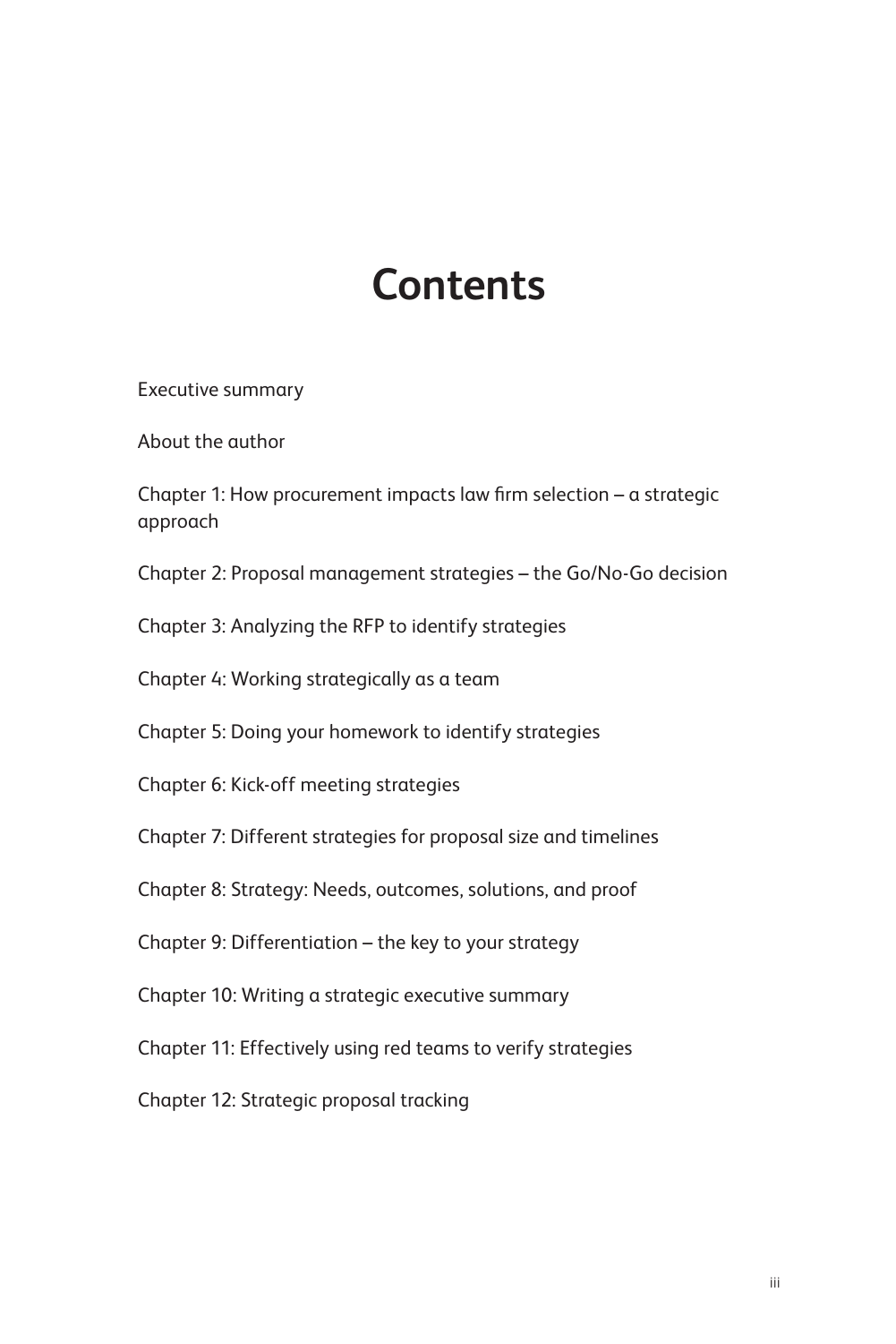# Contents

Executive summary

About the author

Chapter 1: How procurement impacts law firm selection – a strategic approach

Chapter 2: Proposal management strategies – the Go/No-Go decision

Chapter 3: Analyzing the RFP to identify strategies

Chapter 4: Working strategically as a team

Chapter 5: Doing your homework to identify strategies

Chapter 6: Kick-off meeting strategies

Chapter 7: Different strategies for proposal size and timelines

Chapter 8: Strategy: Needs, outcomes, solutions, and proof

Chapter 9: Differentiation – the key to your strategy

Chapter 10: Writing a strategic executive summary

Chapter 11: Effectively using red teams to verify strategies

Chapter 12: Strategic proposal tracking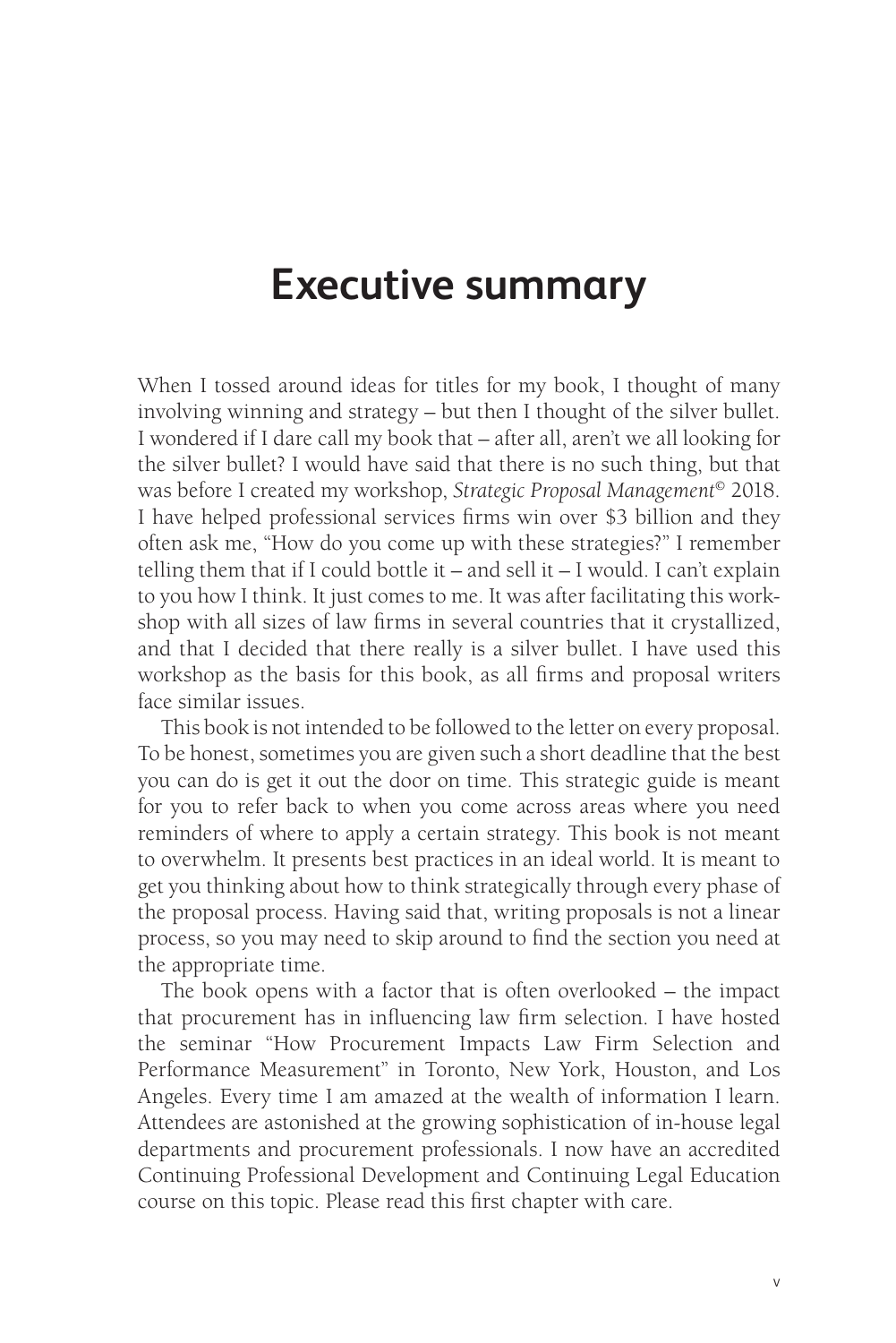# Executive summary

When I tossed around ideas for titles for my book, I thought of many involving winning and strategy – but then I thought of the silver bullet. I wondered if I dare call my book that – after all, aren't we all looking for the silver bullet? I would have said that there is no such thing, but that was before I created my workshop, *Strategic Proposal Management*© 2018. I have helped professional services firms win over $3 billion and they often ask me, "How do you come up with these strategies?" I remember telling them that if I could bottle it – and sell it – I would. I can't explain to you how I think. It just comes to me. It was after facilitating this workshop with all sizes of law firms in several countries that it crystallized, and that I decided that there really is a silver bullet. I have used this workshop as the basis for this book, as all firms and proposal writers face similar issues.

This book is not intended to be followed to the letter on every proposal. To be honest, sometimes you are given such a short deadline that the best you can do is get it out the door on time. This strategic guide is meant for you to refer back to when you come across areas where you need reminders of where to apply a certain strategy. This book is not meant to overwhelm. It presents best practices in an ideal world. It is meant to get you thinking about how to think strategically through every phase of the proposal process. Having said that, writing proposals is not a linear process, so you may need to skip around to find the section you need at the appropriate time.

The book opens with a factor that is often overlooked – the impact that procurement has in influencing law firm selection. I have hosted the seminar "How Procurement Impacts Law Firm Selection and Performance Measurement" in Toronto, New York, Houston, and Los Angeles. Every time I am amazed at the wealth of information I learn. Attendees are astonished at the growing sophistication of in-house legal departments and procurement professionals. I now have an accredited Continuing Professional Development and Continuing Legal Education course on this topic. Please read this first chapter with care.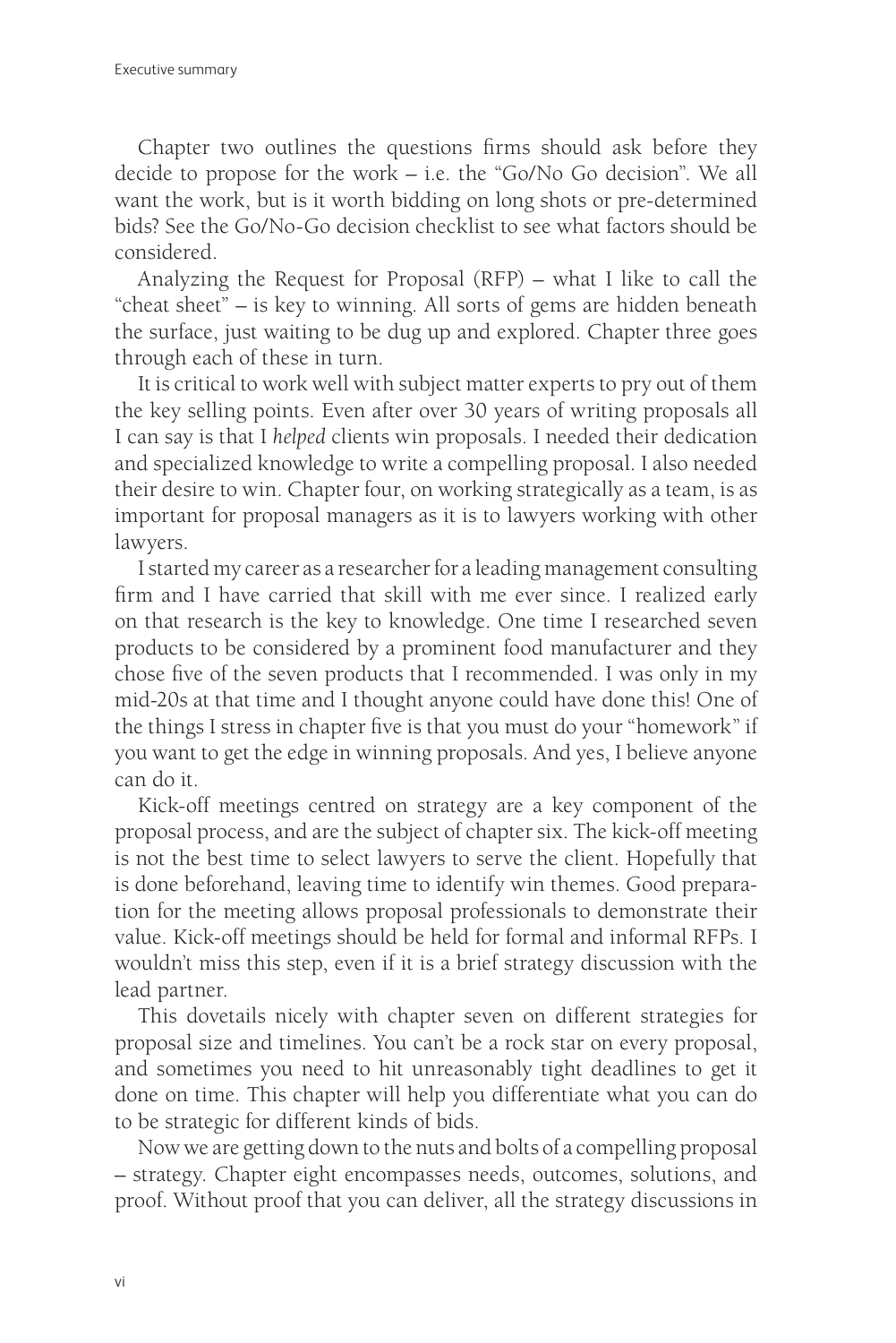Chapter two outlines the questions firms should ask before they decide to propose for the work – i.e. the "Go/No Go decision". We all want the work, but is it worth bidding on long shots or pre-determined bids? See the Go/No-Go decision checklist to see what factors should be considered.

Analyzing the Request for Proposal (RFP) – what I like to call the "cheat sheet" – is key to winning. All sorts of gems are hidden beneath the surface, just waiting to be dug up and explored. Chapter three goes through each of these in turn.

It is critical to work well with subject matter experts to pry out of them the key selling points. Even after over 30 years of writing proposals all I can say is that I *helped* clients win proposals. I needed their dedication and specialized knowledge to write a compelling proposal. I also needed their desire to win. Chapter four, on working strategically as a team, is as important for proposal managers as it is to lawyers working with other lawyers.

I started my career as a researcher for a leading management consulting firm and I have carried that skill with me ever since. I realized early on that research is the key to knowledge. One time I researched seven products to be considered by a prominent food manufacturer and they chose five of the seven products that I recommended. I was only in my mid-20s at that time and I thought anyone could have done this! One of the things I stress in chapter five is that you must do your "homework" if you want to get the edge in winning proposals. And yes, I believe anyone can do it.

Kick-off meetings centred on strategy are a key component of the proposal process, and are the subject of chapter six. The kick-off meeting is not the best time to select lawyers to serve the client. Hopefully that is done beforehand, leaving time to identify win themes. Good preparation for the meeting allows proposal professionals to demonstrate their value. Kick-off meetings should be held for formal and informal RFPs. I wouldn't miss this step, even if it is a brief strategy discussion with the lead partner.

This dovetails nicely with chapter seven on different strategies for proposal size and timelines. You can't be a rock star on every proposal, and sometimes you need to hit unreasonably tight deadlines to get it done on time. This chapter will help you differentiate what you can do to be strategic for different kinds of bids.

Now we are getting down to the nuts and bolts of a compelling proposal – strategy. Chapter eight encompasses needs, outcomes, solutions, and proof. Without proof that you can deliver, all the strategy discussions in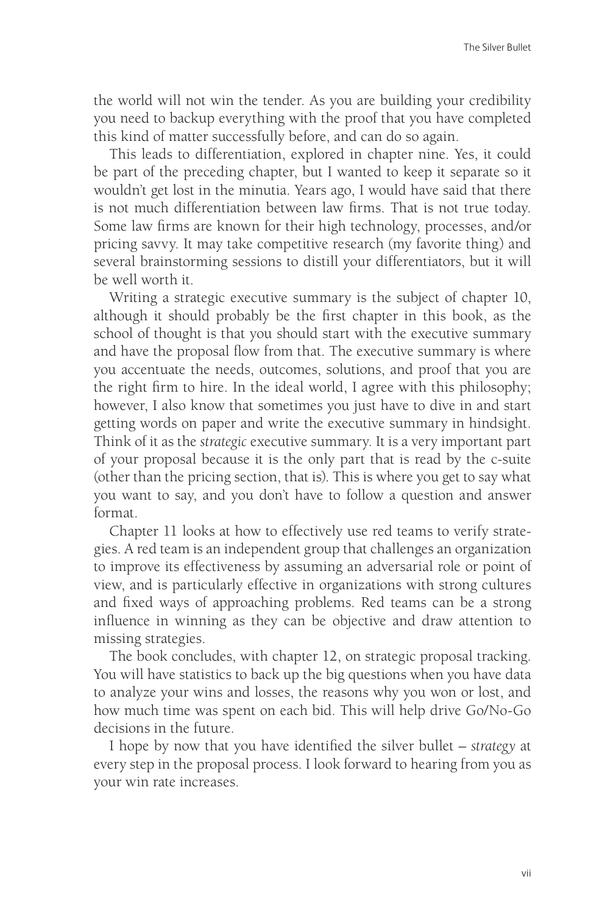the world will not win the tender. As you are building your credibility you need to backup everything with the proof that you have completed this kind of matter successfully before, and can do so again.

This leads to differentiation, explored in chapter nine. Yes, it could be part of the preceding chapter, but I wanted to keep it separate so it wouldn't get lost in the minutia. Years ago, I would have said that there is not much differentiation between law firms. That is not true today. Some law firms are known for their high technology, processes, and/or pricing savvy. It may take competitive research (my favorite thing) and several brainstorming sessions to distill your differentiators, but it will be well worth it.

Writing a strategic executive summary is the subject of chapter 10, although it should probably be the first chapter in this book, as the school of thought is that you should start with the executive summary and have the proposal flow from that. The executive summary is where you accentuate the needs, outcomes, solutions, and proof that you are the right firm to hire. In the ideal world, I agree with this philosophy; however, I also know that sometimes you just have to dive in and start getting words on paper and write the executive summary in hindsight. Think of it as the *strategic* executive summary. It is a very important part of your proposal because it is the only part that is read by the c-suite (other than the pricing section, that is). This is where you get to say what you want to say, and you don't have to follow a question and answer format.

Chapter 11 looks at how to effectively use red teams to verify strategies. A red team is an independent group that challenges an organization to improve its effectiveness by assuming an adversarial role or point of view, and is particularly effective in organizations with strong cultures and fixed ways of approaching problems. Red teams can be a strong influence in winning as they can be objective and draw attention to missing strategies.

The book concludes, with chapter 12, on strategic proposal tracking. You will have statistics to back up the big questions when you have data to analyze your wins and losses, the reasons why you won or lost, and how much time was spent on each bid. This will help drive Go/No-Go decisions in the future.

I hope by now that you have identified the silver bullet – *strategy* at every step in the proposal process. I look forward to hearing from you as your win rate increases.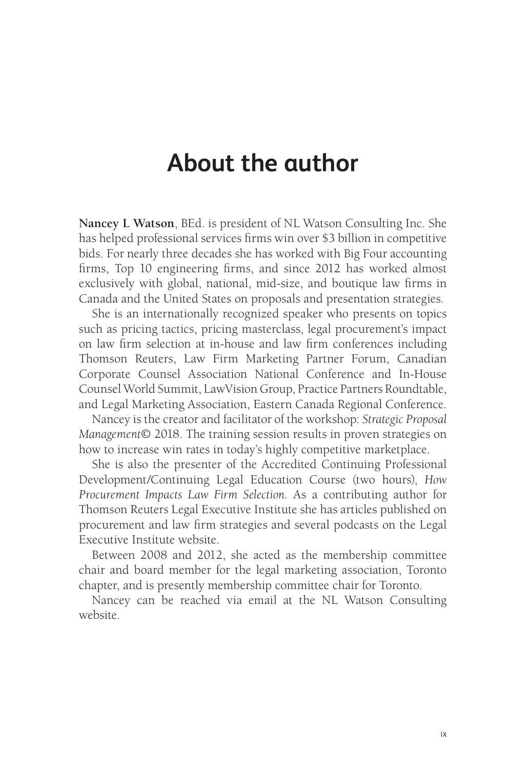# About the author

**Nancey L Watson**, BEd. is president of NL Watson Consulting Inc. She has helped professional services firms win over $3 billion in competitive bids. For nearly three decades she has worked with Big Four accounting firms, Top 10 engineering firms, and since 2012 has worked almost exclusively with global, national, mid-size, and boutique law firms in Canada and the United States on proposals and presentation strategies.

She is an internationally recognized speaker who presents on topics such as pricing tactics, pricing masterclass, legal procurement's impact on law firm selection at in-house and law firm conferences including Thomson Reuters, Law Firm Marketing Partner Forum, Canadian Corporate Counsel Association National Conference and In-House Counsel World Summit, LawVision Group, Practice Partners Roundtable, and Legal Marketing Association, Eastern Canada Regional Conference.

Nancey is the creator and facilitator of the workshop: *Strategic Proposal Management*© 2018. The training session results in proven strategies on how to increase win rates in today's highly competitive marketplace.

She is also the presenter of the Accredited Continuing Professional Development/Continuing Legal Education Course (two hours), *How Procurement Impacts Law Firm Selection.* As a contributing author for Thomson Reuters Legal Executive Institute she has articles published on procurement and law firm strategies and several podcasts on the Legal Executive Institute website.

Between 2008 and 2012, she acted as the membership committee chair and board member for the legal marketing association, Toronto chapter, and is presently membership committee chair for Toronto.

Nancey can be reached via email at the NL Watson Consulting website.